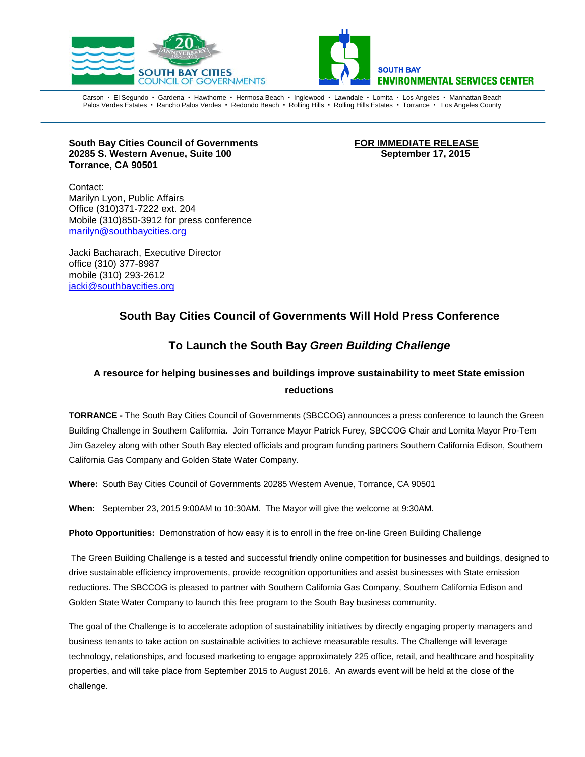SOUTH BAY CITIES COUNCIL OF GOVERNMENTS

SOUTH BAY ENVIRONMENTAL SERVICES CENTER

Carson • El Segundo • Gardena • Hawthorne • Hermosa Beach • Inglewood • Lawndale • Lomita • Los Angeles • Manhattan Beach
Palos Verdes Estates • Rancho Palos Verdes • Redondo Beach • Rolling Hills • Rolling Hills Estates • Torrance • Los Angeles County

**South Bay Cities Council of Governments**
**20285 S. Western Avenue, Suite 100**
**Torrance, CA 90501**

**FOR IMMEDIATE RELEASE**
**September 17, 2015**

Contact:
Marilyn Lyon, Public Affairs
Office (310)371-7222 ext. 204
Mobile (310)850-3912 for press conference
marilyn@southbaycities.org

Jacki Bacharach, Executive Director
office (310) 377-8987
mobile (310) 293-2612
jacki@southbaycities.org

## South Bay Cities Council of Governments Will Hold Press Conference

## To Launch the South Bay *Green Building Challenge*

### A resource for helping businesses and buildings improve sustainability to meet State emission reductions

**TORRANCE -** The South Bay Cities Council of Governments (SBCCOG) announces a press conference to launch the Green Building Challenge in Southern California. Join Torrance Mayor Patrick Furey, SBCCOG Chair and Lomita Mayor Pro-Tem Jim Gazeley along with other South Bay elected officials and program funding partners Southern California Edison, Southern California Gas Company and Golden State Water Company.

**Where:** South Bay Cities Council of Governments 20285 Western Avenue, Torrance, CA 90501

**When:** September 23, 2015 9:00AM to 10:30AM. The Mayor will give the welcome at 9:30AM.

**Photo Opportunities:** Demonstration of how easy it is to enroll in the free on-line Green Building Challenge

The Green Building Challenge is a tested and successful friendly online competition for businesses and buildings, designed to drive sustainable efficiency improvements, provide recognition opportunities and assist businesses with State emission reductions. The SBCCOG is pleased to partner with Southern California Gas Company, Southern California Edison and Golden State Water Company to launch this free program to the South Bay business community.

The goal of the Challenge is to accelerate adoption of sustainability initiatives by directly engaging property managers and business tenants to take action on sustainable activities to achieve measurable results. The Challenge will leverage technology, relationships, and focused marketing to engage approximately 225 office, retail, and healthcare and hospitality properties, and will take place from September 2015 to August 2016. An awards event will be held at the close of the challenge.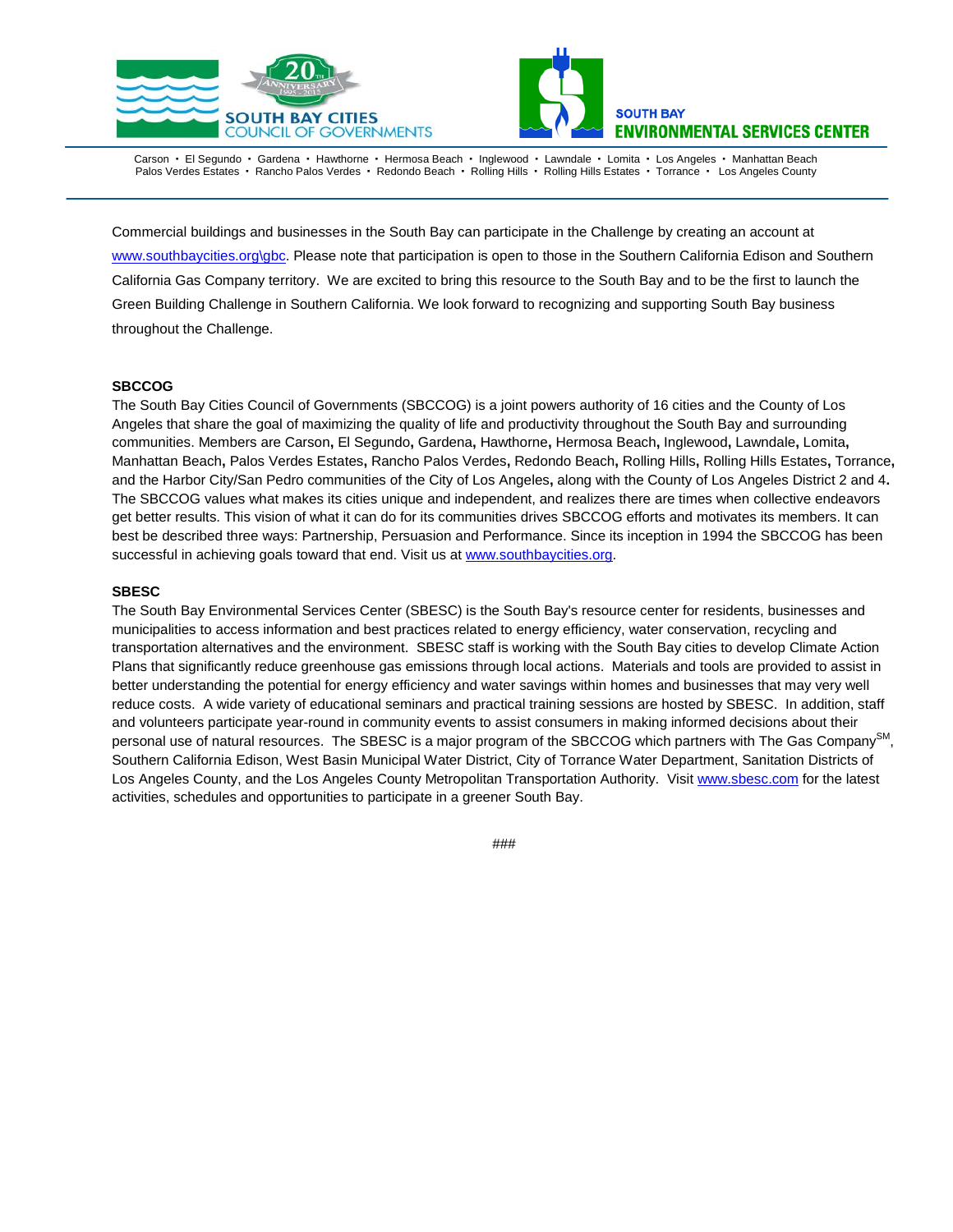Commercial buildings and businesses in the South Bay can participate in the Challenge by creating an account at www.southbaycities.org\gbc. Please note that participation is open to those in the Southern California Edison and Southern California Gas Company territory. We are excited to bring this resource to the South Bay and to be the first to launch the Green Building Challenge in Southern California. We look forward to recognizing and supporting South Bay business throughout the Challenge.

**SBCCOG**

The South Bay Cities Council of Governments (SBCCOG) is a joint powers authority of 16 cities and the County of Los Angeles that share the goal of maximizing the quality of life and productivity throughout the South Bay and surrounding communities. Members are Carson, El Segundo, Gardena, Hawthorne, Hermosa Beach, Inglewood, Lawndale, Lomita, Manhattan Beach, Palos Verdes Estates, Rancho Palos Verdes, Redondo Beach, Rolling Hills, Rolling Hills Estates, Torrance, and the Harbor City/San Pedro communities of the City of Los Angeles, along with the County of Los Angeles District 2 and 4. The SBCCOG values what makes its cities unique and independent, and realizes there are times when collective endeavors get better results. This vision of what it can do for its communities drives SBCCOG efforts and motivates its members. It can best be described three ways: Partnership, Persuasion and Performance. Since its inception in 1994 the SBCCOG has been successful in achieving goals toward that end. Visit us at www.southbaycities.org.

**SBESC**

The South Bay Environmental Services Center (SBESC) is the South Bay's resource center for residents, businesses and municipalities to access information and best practices related to energy efficiency, water conservation, recycling and transportation alternatives and the environment. SBESC staff is working with the South Bay cities to develop Climate Action Plans that significantly reduce greenhouse gas emissions through local actions. Materials and tools are provided to assist in better understanding the potential for energy efficiency and water savings within homes and businesses that may very well reduce costs. A wide variety of educational seminars and practical training sessions are hosted by SBESC. In addition, staff and volunteers participate year-round in community events to assist consumers in making informed decisions about their personal use of natural resources. The SBESC is a major program of the SBCCOG which partners with The Gas Company℠, Southern California Edison, West Basin Municipal Water District, City of Torrance Water Department, Sanitation Districts of Los Angeles County, and the Los Angeles County Metropolitan Transportation Authority. Visit www.sbesc.com for the latest activities, schedules and opportunities to participate in a greener South Bay.

###